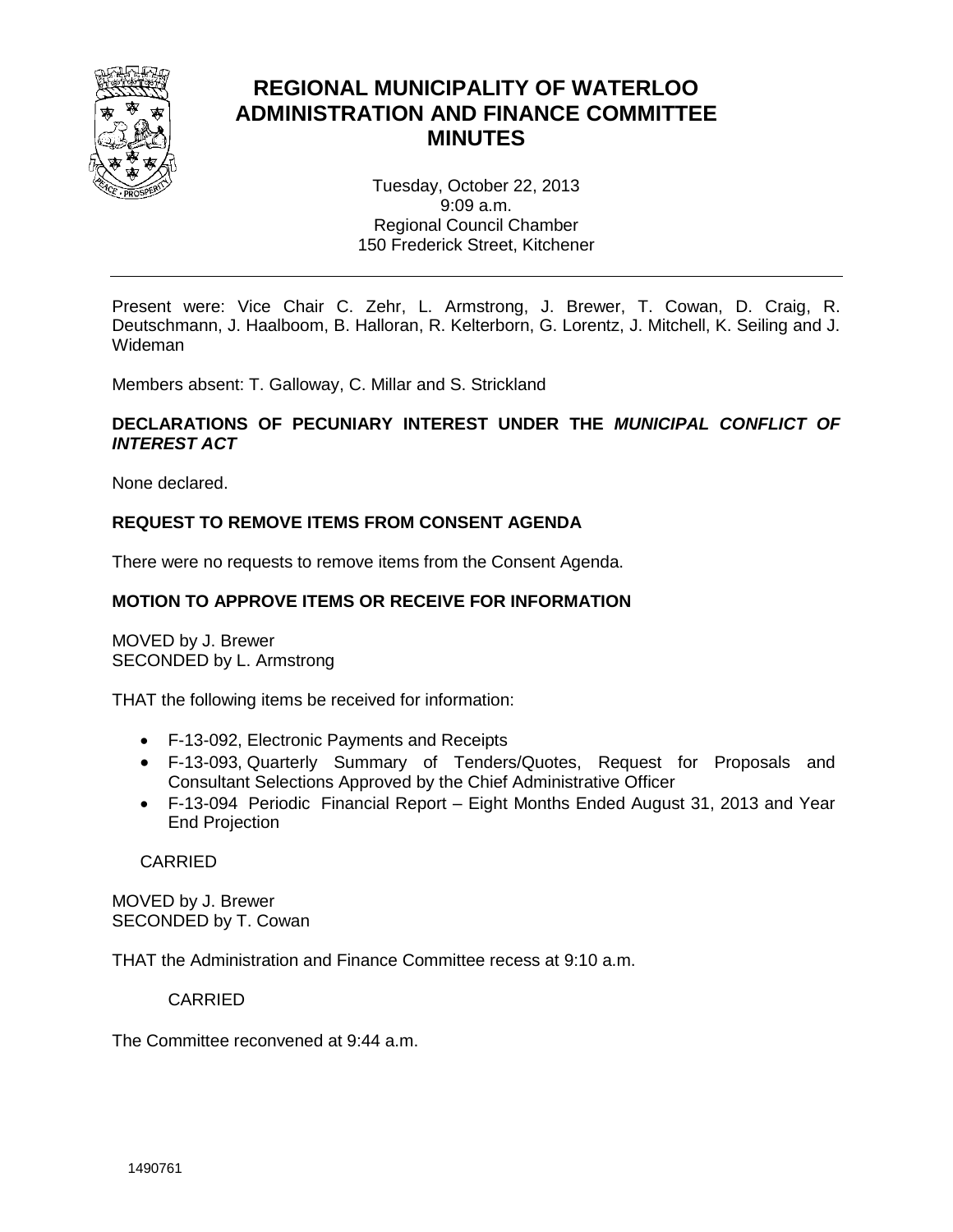# REGIONAL MUNICIPALITY OF WATERLOO ADMINISTRATION AND FINANCE COMMITTEE MINUTES

Tuesday, October 22, 2013
9:09 a.m.
Regional Council Chamber
150 Frederick Street, Kitchener

---

Present were: Vice Chair C. Zehr, L. Armstrong, J. Brewer, T. Cowan, D. Craig, R. Deutschmann, J. Haalboom, B. Halloran, R. Kelterborn, G. Lorentz, J. Mitchell, K. Seiling and J. Wideman

Members absent: T. Galloway, C. Millar and S. Strickland

**DECLARATIONS OF PECUNIARY INTEREST UNDER THE *MUNICIPAL CONFLICT OF INTEREST ACT***

None declared.

**REQUEST TO REMOVE ITEMS FROM CONSENT AGENDA**

There were no requests to remove items from the Consent Agenda.

**MOTION TO APPROVE ITEMS OR RECEIVE FOR INFORMATION**

MOVED by J. Brewer
SECONDED by L. Armstrong

THAT the following items be received for information:

- F-13-092, Electronic Payments and Receipts
- F-13-093, Quarterly Summary of Tenders/Quotes, Request for Proposals and Consultant Selections Approved by the Chief Administrative Officer
- F-13-094 Periodic Financial Report – Eight Months Ended August 31, 2013 and Year End Projection

CARRIED

MOVED by J. Brewer
SECONDED by T. Cowan

THAT the Administration and Finance Committee recess at 9:10 a.m.

CARRIED

The Committee reconvened at 9:44 a.m.

1490761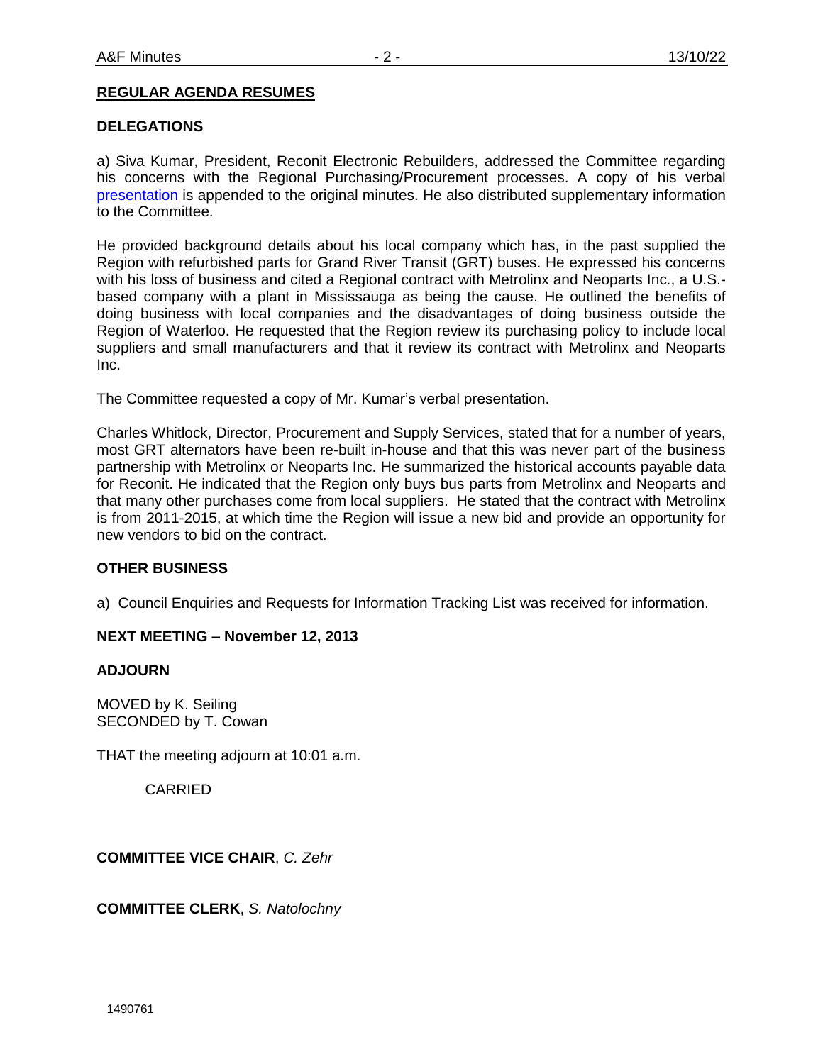## REGULAR AGENDA RESUMES

### DELEGATIONS

a) Siva Kumar, President, Reconit Electronic Rebuilders, addressed the Committee regarding his concerns with the Regional Purchasing/Procurement processes. A copy of his verbal presentation is appended to the original minutes. He also distributed supplementary information to the Committee.

He provided background details about his local company which has, in the past supplied the Region with refurbished parts for Grand River Transit (GRT) buses. He expressed his concerns with his loss of business and cited a Regional contract with Metrolinx and Neoparts Inc., a U.S.-based company with a plant in Mississauga as being the cause. He outlined the benefits of doing business with local companies and the disadvantages of doing business outside the Region of Waterloo. He requested that the Region review its purchasing policy to include local suppliers and small manufacturers and that it review its contract with Metrolinx and Neoparts Inc.

The Committee requested a copy of Mr. Kumar's verbal presentation.

Charles Whitlock, Director, Procurement and Supply Services, stated that for a number of years, most GRT alternators have been re-built in-house and that this was never part of the business partnership with Metrolinx or Neoparts Inc. He summarized the historical accounts payable data for Reconit. He indicated that the Region only buys bus parts from Metrolinx and Neoparts and that many other purchases come from local suppliers. He stated that the contract with Metrolinx is from 2011-2015, at which time the Region will issue a new bid and provide an opportunity for new vendors to bid on the contract.

### OTHER BUSINESS

a) Council Enquiries and Requests for Information Tracking List was received for information.

### NEXT MEETING – November 12, 2013

### ADJOURN

MOVED by K. Seiling
SECONDED by T. Cowan

THAT the meeting adjourn at 10:01 a.m.

CARRIED

**COMMITTEE VICE CHAIR**, *C. Zehr*

**COMMITTEE CLERK**, *S. Natolochny*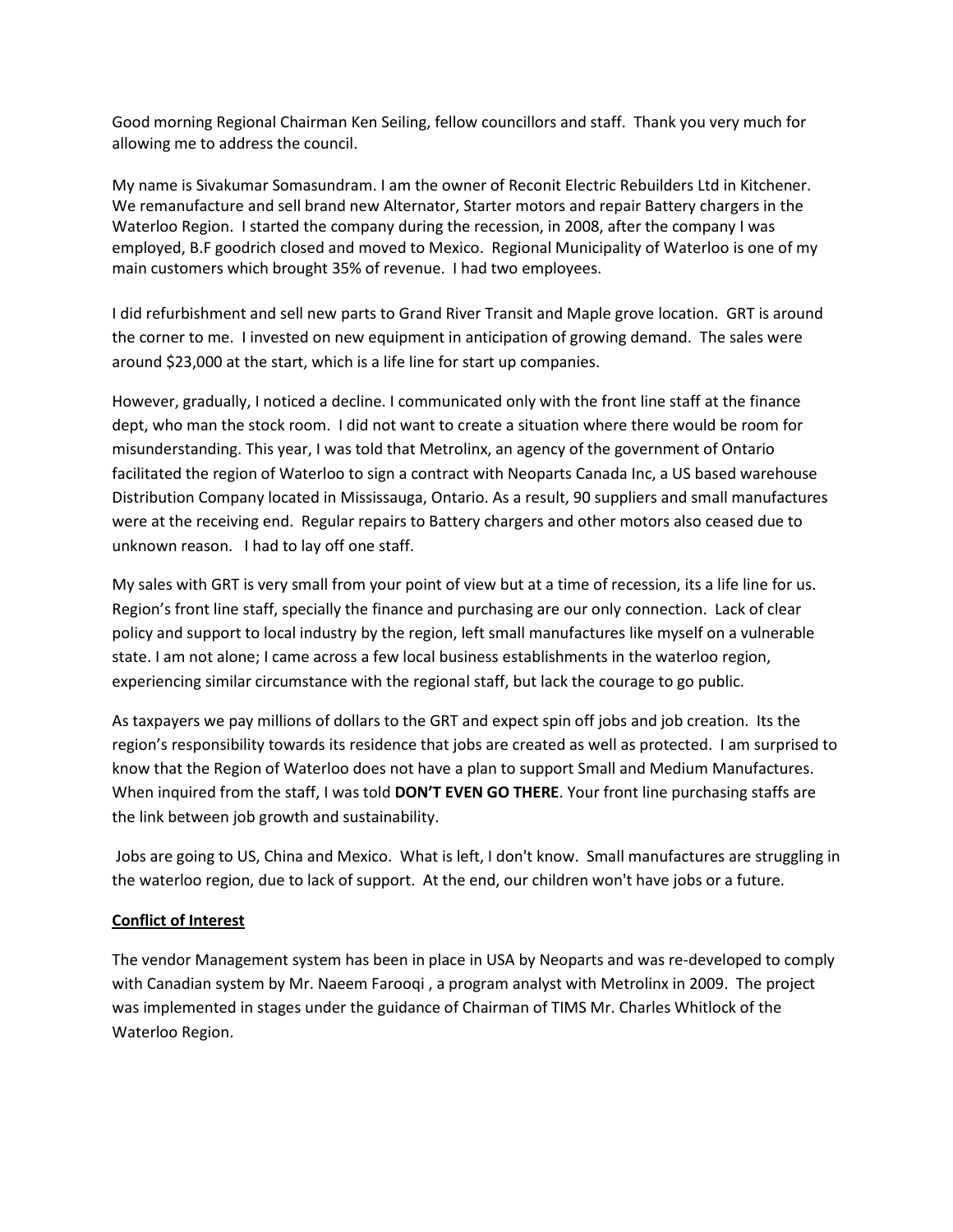Good morning Regional Chairman Ken Seiling, fellow councillors and staff. Thank you very much for allowing me to address the council.

My name is Sivakumar Somasundram. I am the owner of Reconit Electric Rebuilders Ltd in Kitchener. We remanufacture and sell brand new Alternator, Starter motors and repair Battery chargers in the Waterloo Region. I started the company during the recession, in 2008, after the company I was employed, B.F goodrich closed and moved to Mexico. Regional Municipality of Waterloo is one of my main customers which brought 35% of revenue. I had two employees.

I did refurbishment and sell new parts to Grand River Transit and Maple grove location. GRT is around the corner to me. I invested on new equipment in anticipation of growing demand. The sales were around $23,000 at the start, which is a life line for start up companies.

However, gradually, I noticed a decline. I communicated only with the front line staff at the finance dept, who man the stock room. I did not want to create a situation where there would be room for misunderstanding. This year, I was told that Metrolinx, an agency of the government of Ontario facilitated the region of Waterloo to sign a contract with Neoparts Canada Inc, a US based warehouse Distribution Company located in Mississauga, Ontario. As a result, 90 suppliers and small manufactures were at the receiving end. Regular repairs to Battery chargers and other motors also ceased due to unknown reason. I had to lay off one staff.

My sales with GRT is very small from your point of view but at a time of recession, its a life line for us. Region's front line staff, specially the finance and purchasing are our only connection. Lack of clear policy and support to local industry by the region, left small manufactures like myself on a vulnerable state. I am not alone; I came across a few local business establishments in the waterloo region, experiencing similar circumstance with the regional staff, but lack the courage to go public.

As taxpayers we pay millions of dollars to the GRT and expect spin off jobs and job creation. Its the region's responsibility towards its residence that jobs are created as well as protected. I am surprised to know that the Region of Waterloo does not have a plan to support Small and Medium Manufactures. When inquired from the staff, I was told **DON'T EVEN GO THERE**. Your front line purchasing staffs are the link between job growth and sustainability.

Jobs are going to US, China and Mexico. What is left, I don't know. Small manufactures are struggling in the waterloo region, due to lack of support. At the end, our children won't have jobs or a future.

**Conflict of Interest**

The vendor Management system has been in place in USA by Neoparts and was re-developed to comply with Canadian system by Mr. Naeem Farooqi , a program analyst with Metrolinx in 2009. The project was implemented in stages under the guidance of Chairman of TIMS Mr. Charles Whitlock of the Waterloo Region.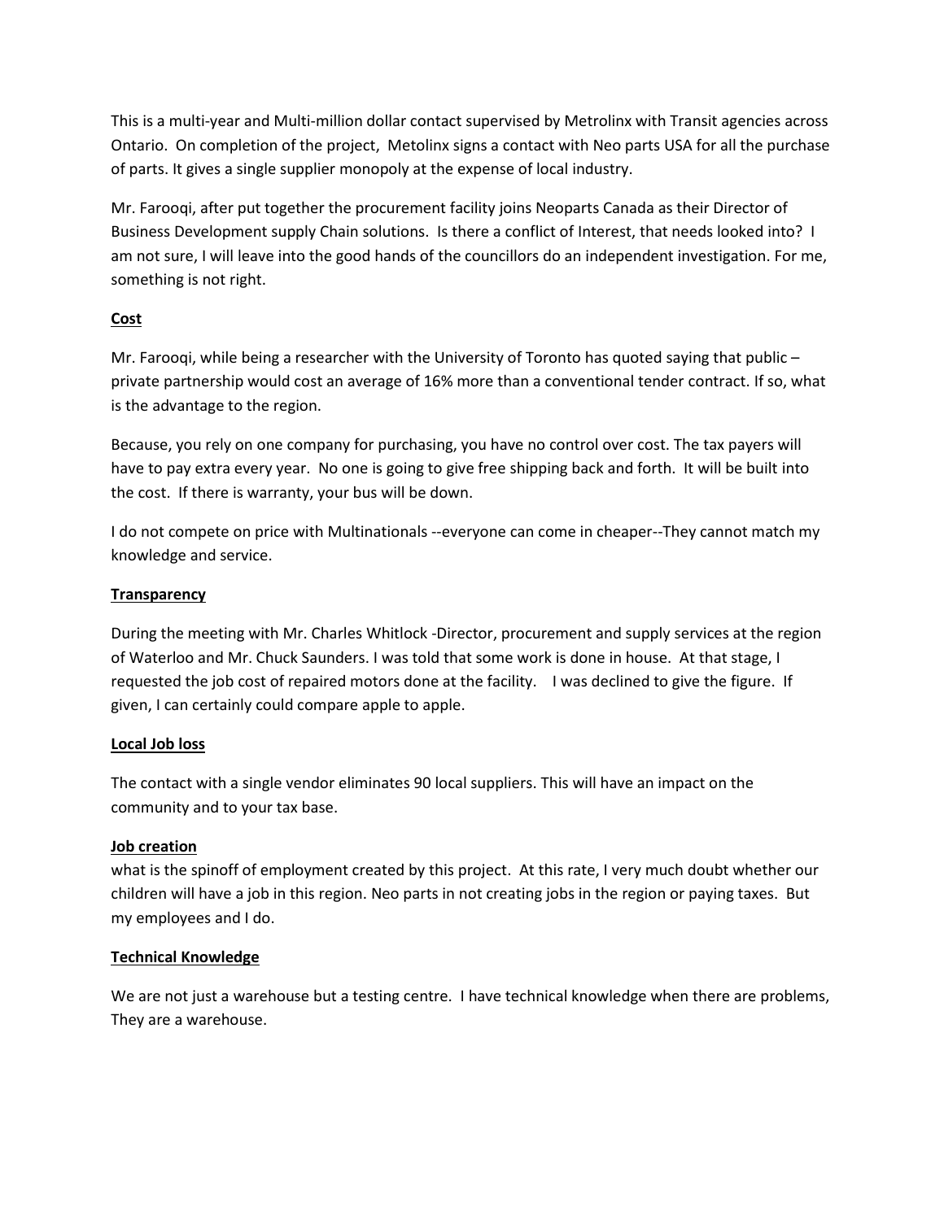This is a multi-year and Multi-million dollar contact supervised by Metrolinx with Transit agencies across Ontario. On completion of the project, Metolinx signs a contact with Neo parts USA for all the purchase of parts. It gives a single supplier monopoly at the expense of local industry.

Mr. Farooqi, after put together the procurement facility joins Neoparts Canada as their Director of Business Development supply Chain solutions. Is there a conflict of Interest, that needs looked into? I am not sure, I will leave into the good hands of the councillors do an independent investigation. For me, something is not right.

**Cost**

Mr. Farooqi, while being a researcher with the University of Toronto has quoted saying that public – private partnership would cost an average of 16% more than a conventional tender contract. If so, what is the advantage to the region.

Because, you rely on one company for purchasing, you have no control over cost. The tax payers will have to pay extra every year. No one is going to give free shipping back and forth. It will be built into the cost. If there is warranty, your bus will be down.

I do not compete on price with Multinationals --everyone can come in cheaper--They cannot match my knowledge and service.

**Transparency**

During the meeting with Mr. Charles Whitlock -Director, procurement and supply services at the region of Waterloo and Mr. Chuck Saunders. I was told that some work is done in house. At that stage, I requested the job cost of repaired motors done at the facility. I was declined to give the figure. If given, I can certainly could compare apple to apple.

**Local Job loss**

The contact with a single vendor eliminates 90 local suppliers. This will have an impact on the community and to your tax base.

**Job creation**

what is the spinoff of employment created by this project. At this rate, I very much doubt whether our children will have a job in this region. Neo parts in not creating jobs in the region or paying taxes. But my employees and I do.

**Technical Knowledge**

We are not just a warehouse but a testing centre. I have technical knowledge when there are problems, They are a warehouse.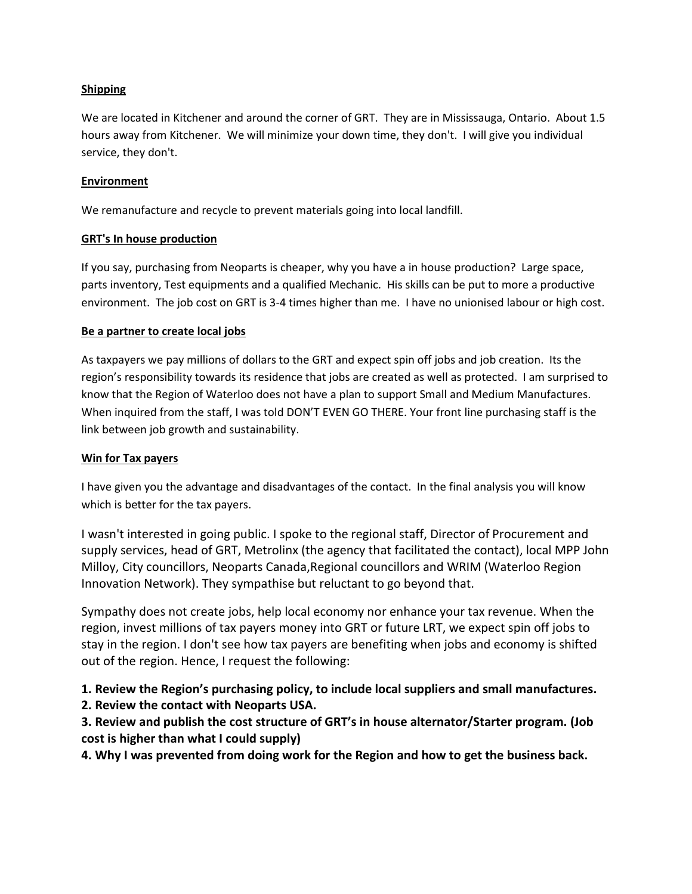**Shipping**

We are located in Kitchener and around the corner of GRT. They are in Mississauga, Ontario. About 1.5 hours away from Kitchener. We will minimize your down time, they don't. I will give you individual service, they don't.

**Environment**

We remanufacture and recycle to prevent materials going into local landfill.

**GRT's In house production**

If you say, purchasing from Neoparts is cheaper, why you have a in house production? Large space, parts inventory, Test equipments and a qualified Mechanic. His skills can be put to more a productive environment. The job cost on GRT is 3-4 times higher than me. I have no unionised labour or high cost.

**Be a partner to create local jobs**

As taxpayers we pay millions of dollars to the GRT and expect spin off jobs and job creation. Its the region's responsibility towards its residence that jobs are created as well as protected. I am surprised to know that the Region of Waterloo does not have a plan to support Small and Medium Manufactures. When inquired from the staff, I was told DON'T EVEN GO THERE. Your front line purchasing staff is the link between job growth and sustainability.

**Win for Tax payers**

I have given you the advantage and disadvantages of the contact. In the final analysis you will know which is better for the tax payers.

I wasn't interested in going public. I spoke to the regional staff, Director of Procurement and supply services, head of GRT, Metrolinx (the agency that facilitated the contact), local MPP John Milloy, City councillors, Neoparts Canada,Regional councillors and WRIM (Waterloo Region Innovation Network). They sympathise but reluctant to go beyond that.

Sympathy does not create jobs, help local economy nor enhance your tax revenue. When the region, invest millions of tax payers money into GRT or future LRT, we expect spin off jobs to stay in the region. I don't see how tax payers are benefiting when jobs and economy is shifted out of the region. Hence, I request the following:

**1. Review the Region's purchasing policy, to include local suppliers and small manufactures.**
**2. Review the contact with Neoparts USA.**
**3. Review and publish the cost structure of GRT's in house alternator/Starter program. (Job cost is higher than what I could supply)**
**4. Why I was prevented from doing work for the Region and how to get the business back.**